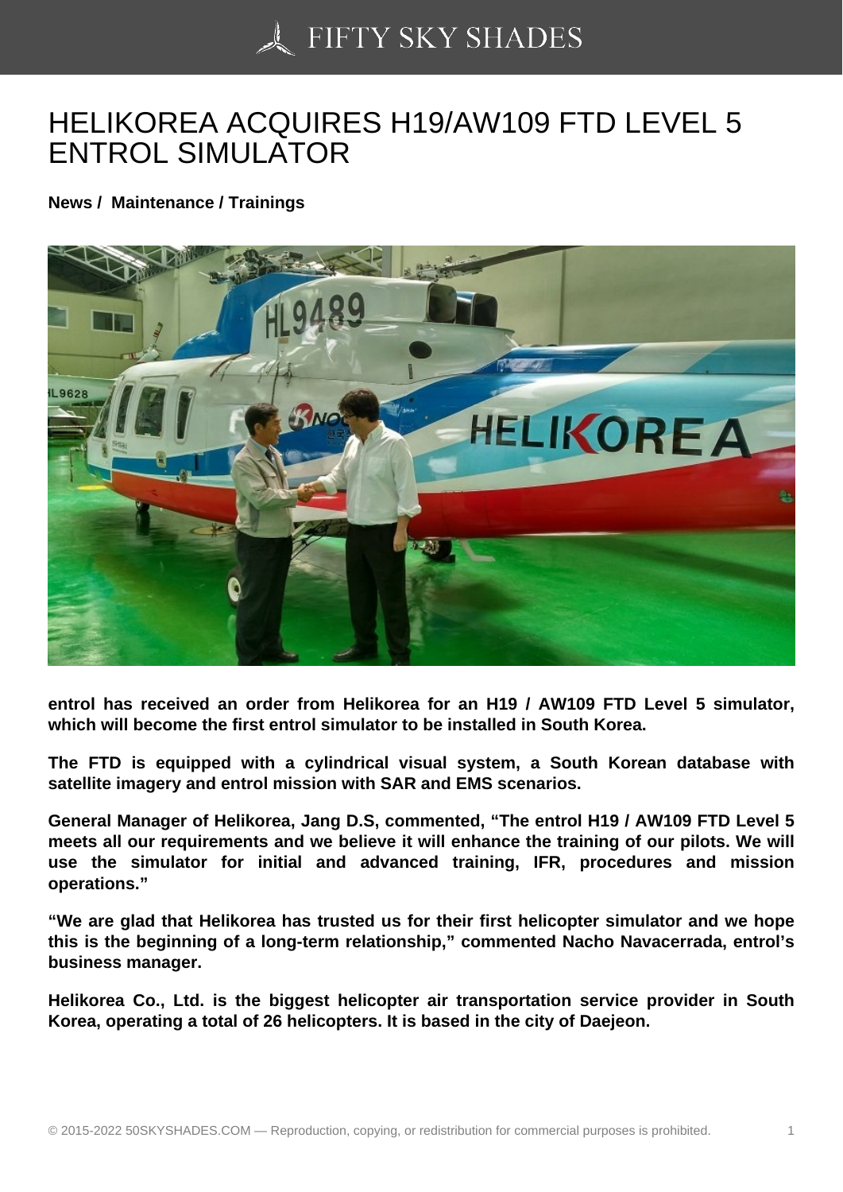# HELIKOREA ACQUIRES H19/AW109 FTD LEVEL 5 ENTROL SIMULATOR

**News / Maintenance / Trainings**

**entrol has received an order from Helikorea for an H19 / AW109 FTD Level 5 simulator, which will become the first entrol simulator to be installed in South Korea.**

**The FTD is equipped with a cylindrical visual system, a South Korean database with satellite imagery and entrol mission with SAR and EMS scenarios.**

**General Manager of Helikorea, Jang D.S, commented, "The entrol H19 / AW109 FTD Level 5 meets all our requirements and we believe it will enhance the training of our pilots. We will use the simulator for initial and advanced training, IFR, procedures and mission operations."**

**"We are glad that Helikorea has trusted us for their first helicopter simulator and we hope this is the beginning of a long-term relationship," commented Nacho Navacerrada, entrol's business manager.**

**Helikorea Co., Ltd. is the biggest helicopter air transportation service provider in South Korea, operating a total of 26 helicopters. It is based in the city of Daejeon.**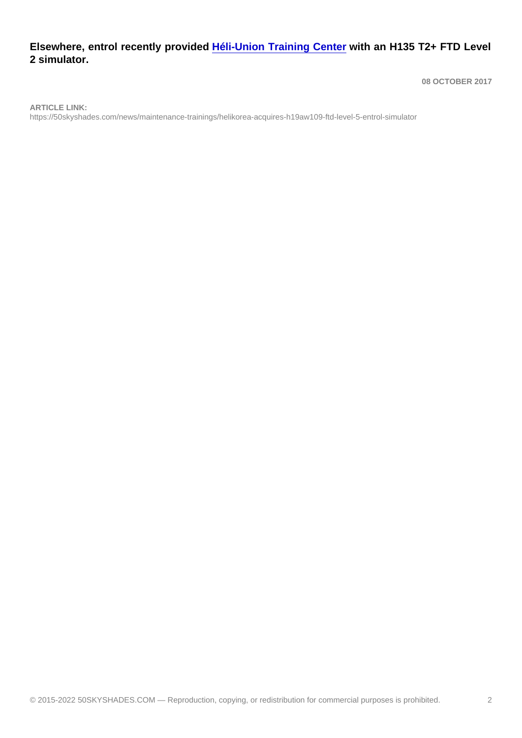**Elsewhere, entrol recently provided Héli-Union Training Center with an H135 T2+ FTD Level 2 simulator.**

**08 OCTOBER 2017**

**ARTICLE LINK:**
https://50skyshades.com/news/maintenance-trainings/helikorea-acquires-h19aw109-ftd-level-5-entrol-simulator